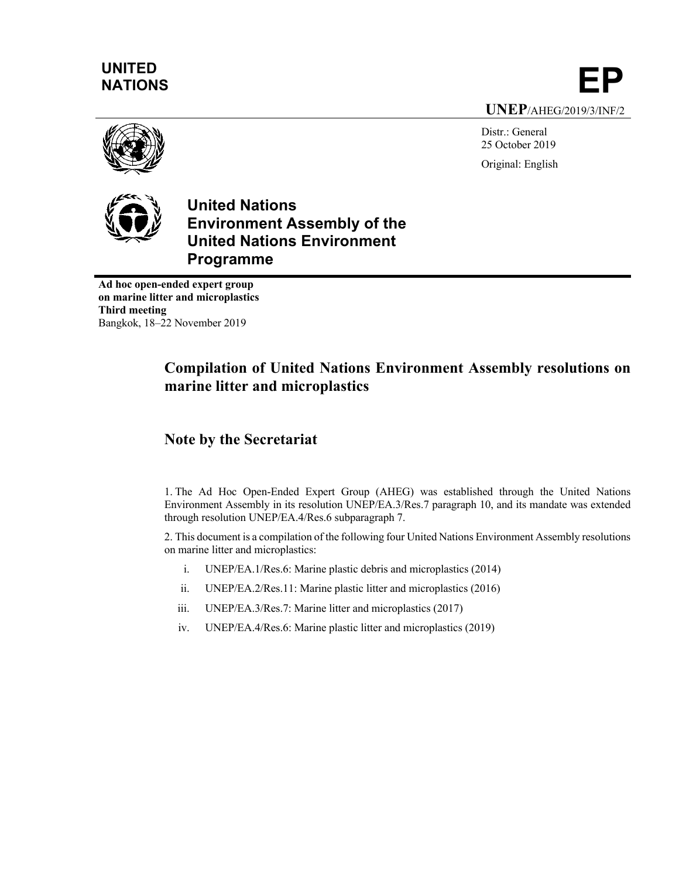UNITED NATIONS

# EP

**UNEP**/AHEG/2019/3/INF/2

Distr.: General
25 October 2019

Original: English

**United Nations Environment Assembly of the United Nations Environment Programme**

**Ad hoc open-ended expert group on marine litter and microplastics**
**Third meeting**
Bangkok, 18–22 November 2019

# Compilation of United Nations Environment Assembly resolutions on marine litter and microplastics

## Note by the Secretariat

1. The Ad Hoc Open-Ended Expert Group (AHEG) was established through the United Nations Environment Assembly in its resolution UNEP/EA.3/Res.7 paragraph 10, and its mandate was extended through resolution UNEP/EA.4/Res.6 subparagraph 7.

2. This document is a compilation of the following four United Nations Environment Assembly resolutions on marine litter and microplastics:

i. UNEP/EA.1/Res.6: Marine plastic debris and microplastics (2014)

ii. UNEP/EA.2/Res.11: Marine plastic litter and microplastics (2016)

iii. UNEP/EA.3/Res.7: Marine litter and microplastics (2017)

iv. UNEP/EA.4/Res.6: Marine plastic litter and microplastics (2019)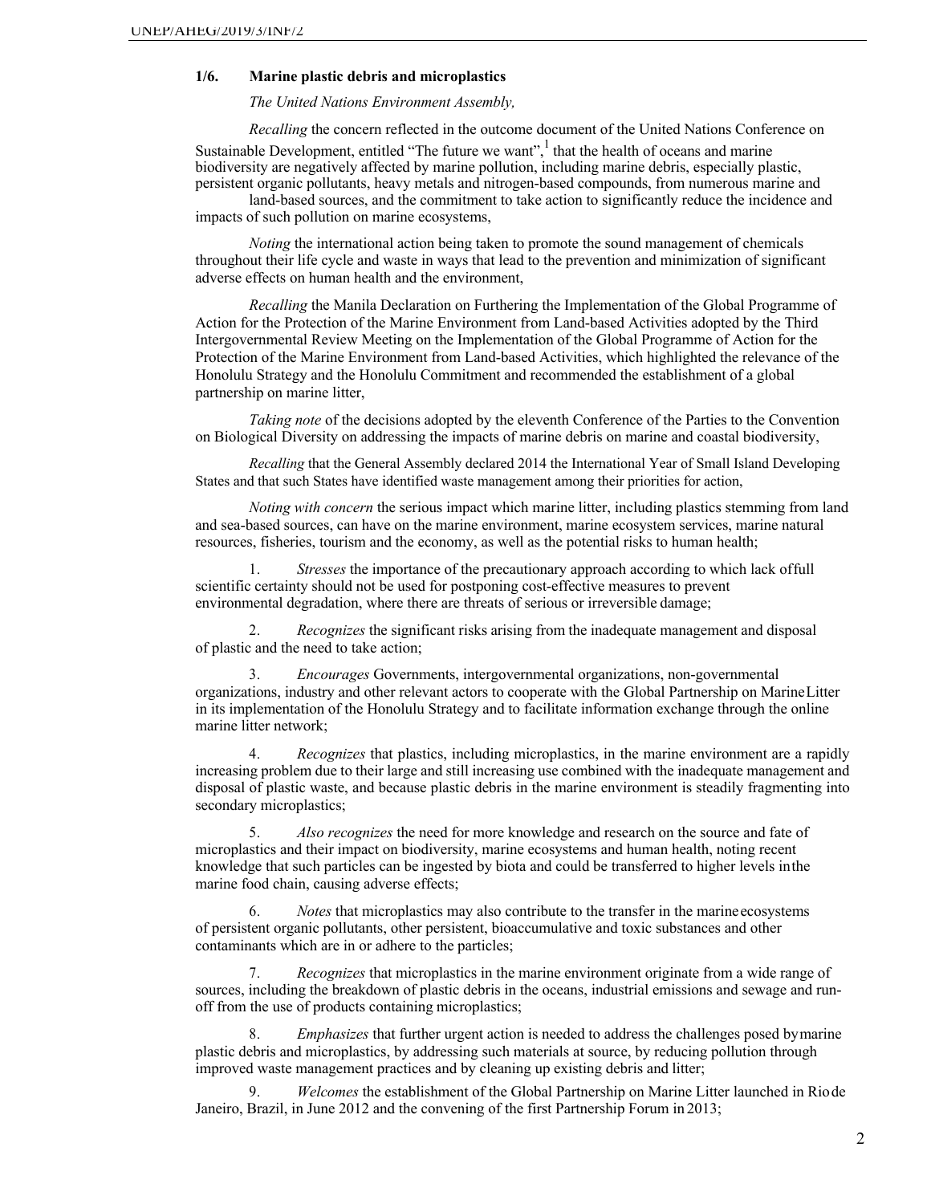## 1/6. Marine plastic debris and microplastics

*The United Nations Environment Assembly,*

*Recalling* the concern reflected in the outcome document of the United Nations Conference on Sustainable Development, entitled "The future we want",[1] that the health of oceans and marine biodiversity are negatively affected by marine pollution, including marine debris, especially plastic, persistent organic pollutants, heavy metals and nitrogen-based compounds, from numerous marine and land-based sources, and the commitment to take action to significantly reduce the incidence and impacts of such pollution on marine ecosystems,

*Noting* the international action being taken to promote the sound management of chemicals throughout their life cycle and waste in ways that lead to the prevention and minimization of significant adverse effects on human health and the environment,

*Recalling* the Manila Declaration on Furthering the Implementation of the Global Programme of Action for the Protection of the Marine Environment from Land-based Activities adopted by the Third Intergovernmental Review Meeting on the Implementation of the Global Programme of Action for the Protection of the Marine Environment from Land-based Activities, which highlighted the relevance of the Honolulu Strategy and the Honolulu Commitment and recommended the establishment of a global partnership on marine litter,

*Taking note* of the decisions adopted by the eleventh Conference of the Parties to the Convention on Biological Diversity on addressing the impacts of marine debris on marine and coastal biodiversity,

*Recalling* that the General Assembly declared 2014 the International Year of Small Island Developing States and that such States have identified waste management among their priorities for action,

*Noting with concern* the serious impact which marine litter, including plastics stemming from land and sea-based sources, can have on the marine environment, marine ecosystem services, marine natural resources, fisheries, tourism and the economy, as well as the potential risks to human health;

1. *Stresses* the importance of the precautionary approach according to which lack of full scientific certainty should not be used for postponing cost-effective measures to prevent environmental degradation, where there are threats of serious or irreversible damage;

2. *Recognizes* the significant risks arising from the inadequate management and disposal of plastic and the need to take action;

3. *Encourages* Governments, intergovernmental organizations, non-governmental organizations, industry and other relevant actors to cooperate with the Global Partnership on Marine Litter in its implementation of the Honolulu Strategy and to facilitate information exchange through the online marine litter network;

4. *Recognizes* that plastics, including microplastics, in the marine environment are a rapidly increasing problem due to their large and still increasing use combined with the inadequate management and disposal of plastic waste, and because plastic debris in the marine environment is steadily fragmenting into secondary microplastics;

5. *Also recognizes* the need for more knowledge and research on the source and fate of microplastics and their impact on biodiversity, marine ecosystems and human health, noting recent knowledge that such particles can be ingested by biota and could be transferred to higher levels in the marine food chain, causing adverse effects;

6. *Notes* that microplastics may also contribute to the transfer in the marine ecosystems of persistent organic pollutants, other persistent, bioaccumulative and toxic substances and other contaminants which are in or adhere to the particles;

7. *Recognizes* that microplastics in the marine environment originate from a wide range of sources, including the breakdown of plastic debris in the oceans, industrial emissions and sewage and run-off from the use of products containing microplastics;

8. *Emphasizes* that further urgent action is needed to address the challenges posed by marine plastic debris and microplastics, by addressing such materials at source, by reducing pollution through improved waste management practices and by cleaning up existing debris and litter;

9. *Welcomes* the establishment of the Global Partnership on Marine Litter launched in Rio de Janeiro, Brazil, in June 2012 and the convening of the first Partnership Forum in 2013;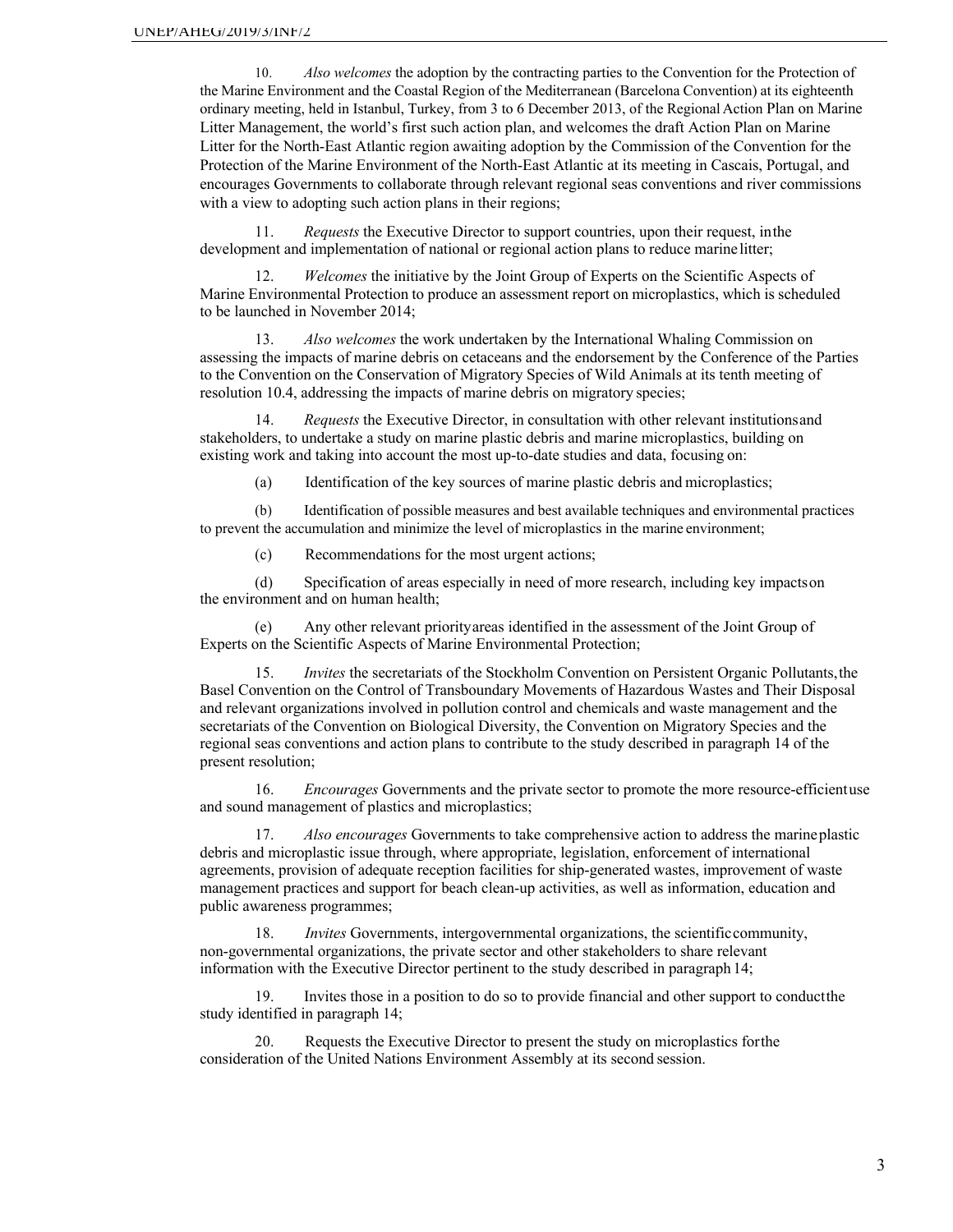10. *Also welcomes* the adoption by the contracting parties to the Convention for the Protection of the Marine Environment and the Coastal Region of the Mediterranean (Barcelona Convention) at its eighteenth ordinary meeting, held in Istanbul, Turkey, from 3 to 6 December 2013, of the Regional Action Plan on Marine Litter Management, the world's first such action plan, and welcomes the draft Action Plan on Marine Litter for the North-East Atlantic region awaiting adoption by the Commission of the Convention for the Protection of the Marine Environment of the North-East Atlantic at its meeting in Cascais, Portugal, and encourages Governments to collaborate through relevant regional seas conventions and river commissions with a view to adopting such action plans in their regions;

11. *Requests* the Executive Director to support countries, upon their request, in the development and implementation of national or regional action plans to reduce marine litter;

12. *Welcomes* the initiative by the Joint Group of Experts on the Scientific Aspects of Marine Environmental Protection to produce an assessment report on microplastics, which is scheduled to be launched in November 2014;

13. *Also welcomes* the work undertaken by the International Whaling Commission on assessing the impacts of marine debris on cetaceans and the endorsement by the Conference of the Parties to the Convention on the Conservation of Migratory Species of Wild Animals at its tenth meeting of resolution 10.4, addressing the impacts of marine debris on migratory species;

14. *Requests* the Executive Director, in consultation with other relevant institutions and stakeholders, to undertake a study on marine plastic debris and marine microplastics, building on existing work and taking into account the most up-to-date studies and data, focusing on:

(a) Identification of the key sources of marine plastic debris and microplastics;

(b) Identification of possible measures and best available techniques and environmental practices to prevent the accumulation and minimize the level of microplastics in the marine environment;

(c) Recommendations for the most urgent actions;

(d) Specification of areas especially in need of more research, including key impacts on the environment and on human health;

(e) Any other relevant priority areas identified in the assessment of the Joint Group of Experts on the Scientific Aspects of Marine Environmental Protection;

15. *Invites* the secretariats of the Stockholm Convention on Persistent Organic Pollutants, the Basel Convention on the Control of Transboundary Movements of Hazardous Wastes and Their Disposal and relevant organizations involved in pollution control and chemicals and waste management and the secretariats of the Convention on Biological Diversity, the Convention on Migratory Species and the regional seas conventions and action plans to contribute to the study described in paragraph 14 of the present resolution;

16. *Encourages* Governments and the private sector to promote the more resource-efficient use and sound management of plastics and microplastics;

17. *Also encourages* Governments to take comprehensive action to address the marine plastic debris and microplastic issue through, where appropriate, legislation, enforcement of international agreements, provision of adequate reception facilities for ship-generated wastes, improvement of waste management practices and support for beach clean-up activities, as well as information, education and public awareness programmes;

18. *Invites* Governments, intergovernmental organizations, the scientific community, non-governmental organizations, the private sector and other stakeholders to share relevant information with the Executive Director pertinent to the study described in paragraph 14;

19. Invites those in a position to do so to provide financial and other support to conduct the study identified in paragraph 14;

20. Requests the Executive Director to present the study on microplastics for the consideration of the United Nations Environment Assembly at its second session.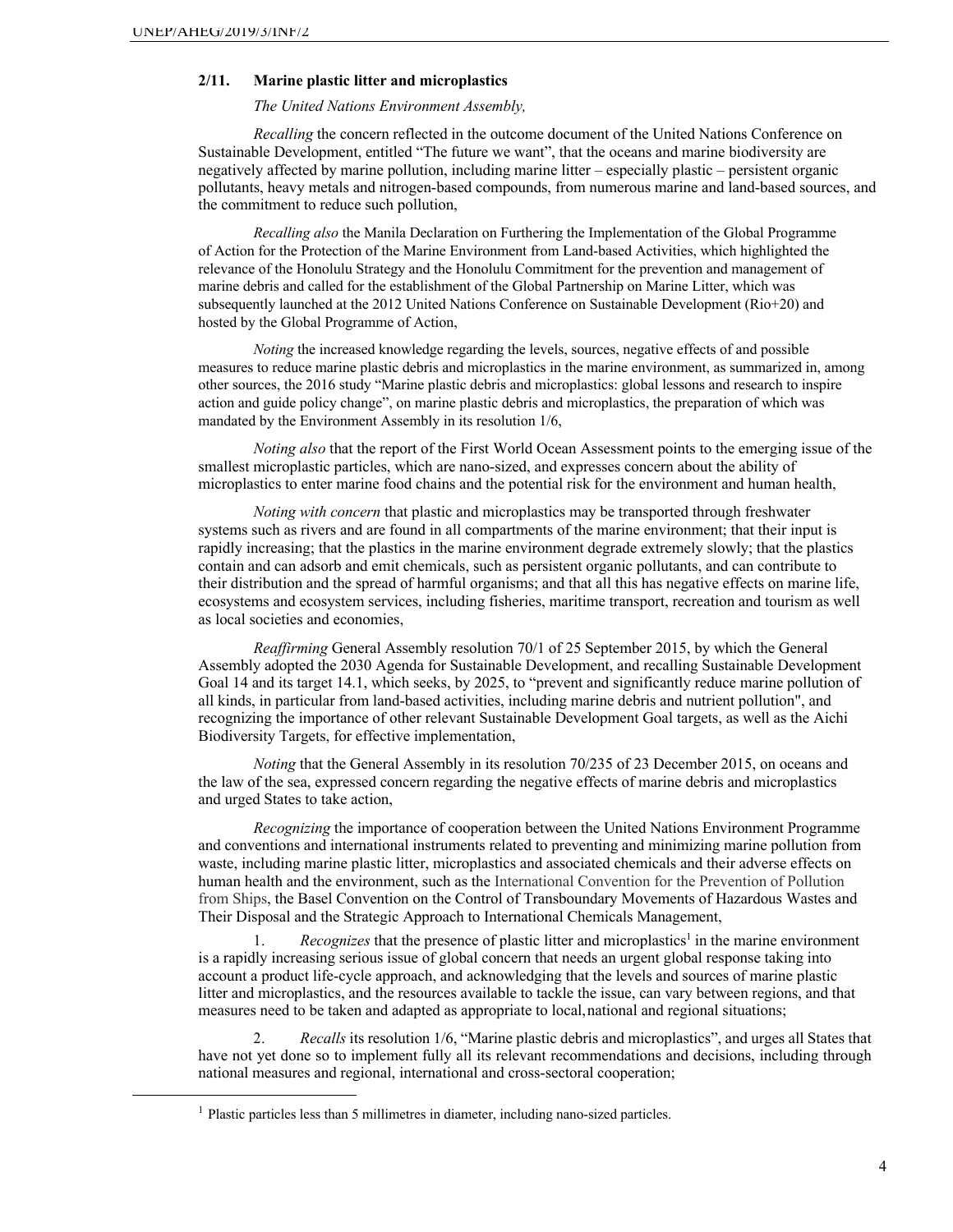## 2/11. Marine plastic litter and microplastics

*The United Nations Environment Assembly,*

*Recalling* the concern reflected in the outcome document of the United Nations Conference on Sustainable Development, entitled "The future we want", that the oceans and marine biodiversity are negatively affected by marine pollution, including marine litter – especially plastic – persistent organic pollutants, heavy metals and nitrogen-based compounds, from numerous marine and land-based sources, and the commitment to reduce such pollution,

*Recalling also* the Manila Declaration on Furthering the Implementation of the Global Programme of Action for the Protection of the Marine Environment from Land-based Activities, which highlighted the relevance of the Honolulu Strategy and the Honolulu Commitment for the prevention and management of marine debris and called for the establishment of the Global Partnership on Marine Litter, which was subsequently launched at the 2012 United Nations Conference on Sustainable Development (Rio+20) and hosted by the Global Programme of Action,

*Noting* the increased knowledge regarding the levels, sources, negative effects of and possible measures to reduce marine plastic debris and microplastics in the marine environment, as summarized in, among other sources, the 2016 study "Marine plastic debris and microplastics: global lessons and research to inspire action and guide policy change", on marine plastic debris and microplastics, the preparation of which was mandated by the Environment Assembly in its resolution 1/6,

*Noting also* that the report of the First World Ocean Assessment points to the emerging issue of the smallest microplastic particles, which are nano-sized, and expresses concern about the ability of microplastics to enter marine food chains and the potential risk for the environment and human health,

*Noting with concern* that plastic and microplastics may be transported through freshwater systems such as rivers and are found in all compartments of the marine environment; that their input is rapidly increasing; that the plastics in the marine environment degrade extremely slowly; that the plastics contain and can adsorb and emit chemicals, such as persistent organic pollutants, and can contribute to their distribution and the spread of harmful organisms; and that all this has negative effects on marine life, ecosystems and ecosystem services, including fisheries, maritime transport, recreation and tourism as well as local societies and economies,

*Reaffirming* General Assembly resolution 70/1 of 25 September 2015, by which the General Assembly adopted the 2030 Agenda for Sustainable Development, and recalling Sustainable Development Goal 14 and its target 14.1, which seeks, by 2025, to "prevent and significantly reduce marine pollution of all kinds, in particular from land-based activities, including marine debris and nutrient pollution", and recognizing the importance of other relevant Sustainable Development Goal targets, as well as the Aichi Biodiversity Targets, for effective implementation,

*Noting* that the General Assembly in its resolution 70/235 of 23 December 2015, on oceans and the law of the sea, expressed concern regarding the negative effects of marine debris and microplastics and urged States to take action,

*Recognizing* the importance of cooperation between the United Nations Environment Programme and conventions and international instruments related to preventing and minimizing marine pollution from waste, including marine plastic litter, microplastics and associated chemicals and their adverse effects on human health and the environment, such as the International Convention for the Prevention of Pollution from Ships, the Basel Convention on the Control of Transboundary Movements of Hazardous Wastes and Their Disposal and the Strategic Approach to International Chemicals Management,

1. *Recognizes* that the presence of plastic litter and microplastics[1] in the marine environment is a rapidly increasing serious issue of global concern that needs an urgent global response taking into account a product life-cycle approach, and acknowledging that the levels and sources of marine plastic litter and microplastics, and the resources available to tackle the issue, can vary between regions, and that measures need to be taken and adapted as appropriate to local, national and regional situations;

2. *Recalls* its resolution 1/6, "Marine plastic debris and microplastics", and urges all States that have not yet done so to implement fully all its relevant recommendations and decisions, including through national measures and regional, international and cross-sectoral cooperation;

[1] Plastic particles less than 5 millimetres in diameter, including nano-sized particles.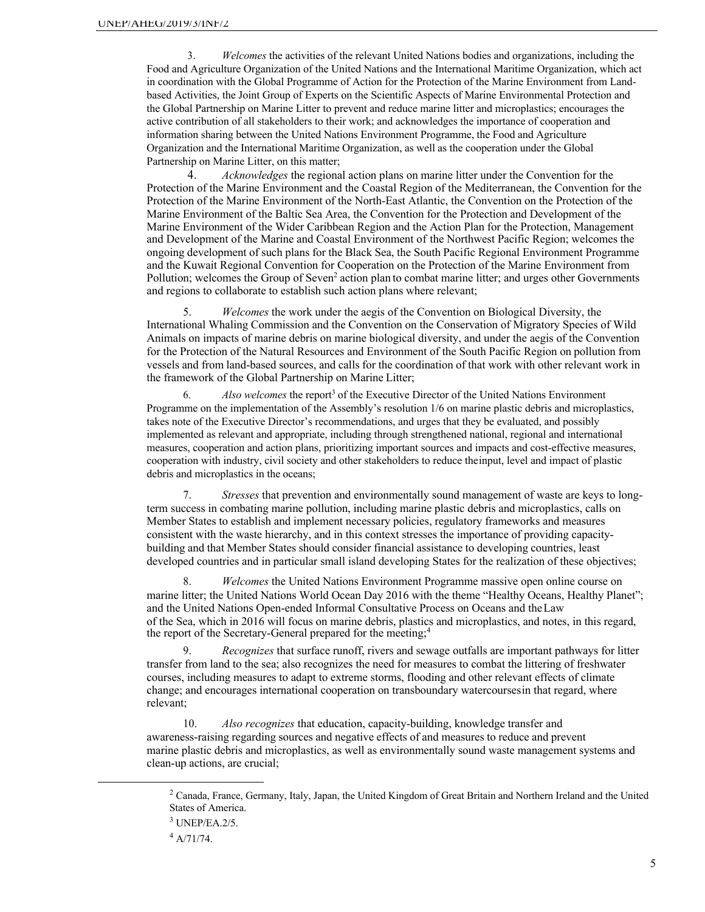3. *Welcomes* the activities of the relevant United Nations bodies and organizations, including the Food and Agriculture Organization of the United Nations and the International Maritime Organization, which act in coordination with the Global Programme of Action for the Protection of the Marine Environment from Land-based Activities, the Joint Group of Experts on the Scientific Aspects of Marine Environmental Protection and the Global Partnership on Marine Litter to prevent and reduce marine litter and microplastics; encourages the active contribution of all stakeholders to their work; and acknowledges the importance of cooperation and information sharing between the United Nations Environment Programme, the Food and Agriculture Organization and the International Maritime Organization, as well as the cooperation under the Global Partnership on Marine Litter, on this matter;

4. *Acknowledges* the regional action plans on marine litter under the Convention for the Protection of the Marine Environment and the Coastal Region of the Mediterranean, the Convention for the Protection of the Marine Environment of the North-East Atlantic, the Convention on the Protection of the Marine Environment of the Baltic Sea Area, the Convention for the Protection and Development of the Marine Environment of the Wider Caribbean Region and the Action Plan for the Protection, Management and Development of the Marine and Coastal Environment of the Northwest Pacific Region; welcomes the ongoing development of such plans for the Black Sea, the South Pacific Regional Environment Programme and the Kuwait Regional Convention for Cooperation on the Protection of the Marine Environment from Pollution; welcomes the Group of Seven[2] action plan to combat marine litter; and urges other Governments and regions to collaborate to establish such action plans where relevant;

5. *Welcomes* the work under the aegis of the Convention on Biological Diversity, the International Whaling Commission and the Convention on the Conservation of Migratory Species of Wild Animals on impacts of marine debris on marine biological diversity, and under the aegis of the Convention for the Protection of the Natural Resources and Environment of the South Pacific Region on pollution from vessels and from land-based sources, and calls for the coordination of that work with other relevant work in the framework of the Global Partnership on Marine Litter;

6. *Also welcomes* the report[3] of the Executive Director of the United Nations Environment Programme on the implementation of the Assembly's resolution 1/6 on marine plastic debris and microplastics, takes note of the Executive Director's recommendations, and urges that they be evaluated, and possibly implemented as relevant and appropriate, including through strengthened national, regional and international measures, cooperation and action plans, prioritizing important sources and impacts and cost-effective measures, cooperation with industry, civil society and other stakeholders to reduce the input, level and impact of plastic debris and microplastics in the oceans;

7. *Stresses* that prevention and environmentally sound management of waste are keys to long-term success in combating marine pollution, including marine plastic debris and microplastics, calls on Member States to establish and implement necessary policies, regulatory frameworks and measures consistent with the waste hierarchy, and in this context stresses the importance of providing capacity-building and that Member States should consider financial assistance to developing countries, least developed countries and in particular small island developing States for the realization of these objectives;

8. *Welcomes* the United Nations Environment Programme massive open online course on marine litter; the United Nations World Ocean Day 2016 with the theme "Healthy Oceans, Healthy Planet"; and the United Nations Open-ended Informal Consultative Process on Oceans and the Law of the Sea, which in 2016 will focus on marine debris, plastics and microplastics, and notes, in this regard, the report of the Secretary-General prepared for the meeting;[4]

9. *Recognizes* that surface runoff, rivers and sewage outfalls are important pathways for litter transfer from land to the sea; also recognizes the need for measures to combat the littering of freshwater courses, including measures to adapt to extreme storms, flooding and other relevant effects of climate change; and encourages international cooperation on transboundary watercourses in that regard, where relevant;

10. *Also recognizes* that education, capacity-building, knowledge transfer and awareness-raising regarding sources and negative effects of and measures to reduce and prevent marine plastic debris and microplastics, as well as environmentally sound waste management systems and clean-up actions, are crucial;

---

[2] Canada, France, Germany, Italy, Japan, the United Kingdom of Great Britain and Northern Ireland and the United States of America.

[3] UNEP/EA.2/5.

[4] A/71/74.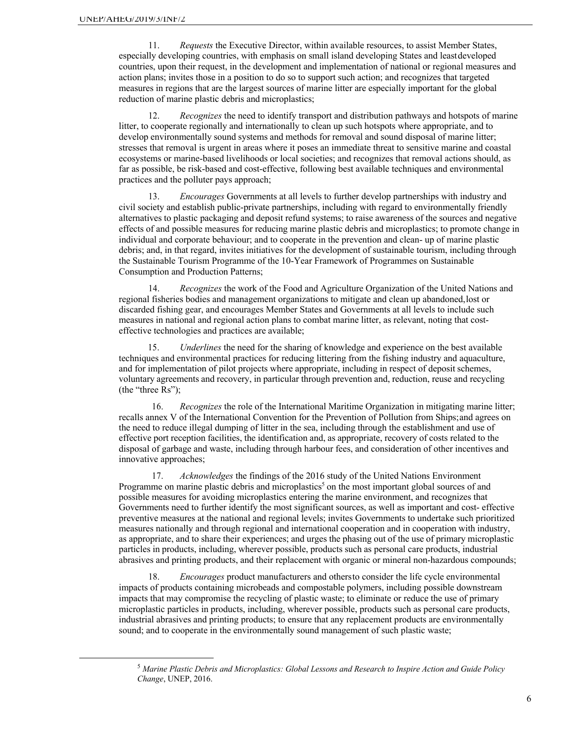11. *Requests* the Executive Director, within available resources, to assist Member States, especially developing countries, with emphasis on small island developing States and least developed countries, upon their request, in the development and implementation of national or regional measures and action plans; invites those in a position to do so to support such action; and recognizes that targeted measures in regions that are the largest sources of marine litter are especially important for the global reduction of marine plastic debris and microplastics;

12. *Recognizes* the need to identify transport and distribution pathways and hotspots of marine litter, to cooperate regionally and internationally to clean up such hotspots where appropriate, and to develop environmentally sound systems and methods for removal and sound disposal of marine litter; stresses that removal is urgent in areas where it poses an immediate threat to sensitive marine and coastal ecosystems or marine-based livelihoods or local societies; and recognizes that removal actions should, as far as possible, be risk-based and cost-effective, following best available techniques and environmental practices and the polluter pays approach;

13. *Encourages* Governments at all levels to further develop partnerships with industry and civil society and establish public-private partnerships, including with regard to environmentally friendly alternatives to plastic packaging and deposit refund systems; to raise awareness of the sources and negative effects of and possible measures for reducing marine plastic debris and microplastics; to promote change in individual and corporate behaviour; and to cooperate in the prevention and clean- up of marine plastic debris; and, in that regard, invites initiatives for the development of sustainable tourism, including through the Sustainable Tourism Programme of the 10-Year Framework of Programmes on Sustainable Consumption and Production Patterns;

14. *Recognizes* the work of the Food and Agriculture Organization of the United Nations and regional fisheries bodies and management organizations to mitigate and clean up abandoned, lost or discarded fishing gear, and encourages Member States and Governments at all levels to include such measures in national and regional action plans to combat marine litter, as relevant, noting that cost-effective technologies and practices are available;

15. *Underlines* the need for the sharing of knowledge and experience on the best available techniques and environmental practices for reducing littering from the fishing industry and aquaculture, and for implementation of pilot projects where appropriate, including in respect of deposit schemes, voluntary agreements and recovery, in particular through prevention and, reduction, reuse and recycling (the "three Rs");

16. *Recognizes* the role of the International Maritime Organization in mitigating marine litter; recalls annex V of the International Convention for the Prevention of Pollution from Ships; and agrees on the need to reduce illegal dumping of litter in the sea, including through the establishment and use of effective port reception facilities, the identification and, as appropriate, recovery of costs related to the disposal of garbage and waste, including through harbour fees, and consideration of other incentives and innovative approaches;

17. *Acknowledges* the findings of the 2016 study of the United Nations Environment Programme on marine plastic debris and microplastics[5] on the most important global sources of and possible measures for avoiding microplastics entering the marine environment, and recognizes that Governments need to further identify the most significant sources, as well as important and cost- effective preventive measures at the national and regional levels; invites Governments to undertake such prioritized measures nationally and through regional and international cooperation and in cooperation with industry, as appropriate, and to share their experiences; and urges the phasing out of the use of primary microplastic particles in products, including, wherever possible, products such as personal care products, industrial abrasives and printing products, and their replacement with organic or mineral non-hazardous compounds;

18. *Encourages* product manufacturers and others to consider the life cycle environmental impacts of products containing microbeads and compostable polymers, including possible downstream impacts that may compromise the recycling of plastic waste; to eliminate or reduce the use of primary microplastic particles in products, including, wherever possible, products such as personal care products, industrial abrasives and printing products; to ensure that any replacement products are environmentally sound; and to cooperate in the environmentally sound management of such plastic waste;

[5] *Marine Plastic Debris and Microplastics: Global Lessons and Research to Inspire Action and Guide Policy Change*, UNEP, 2016.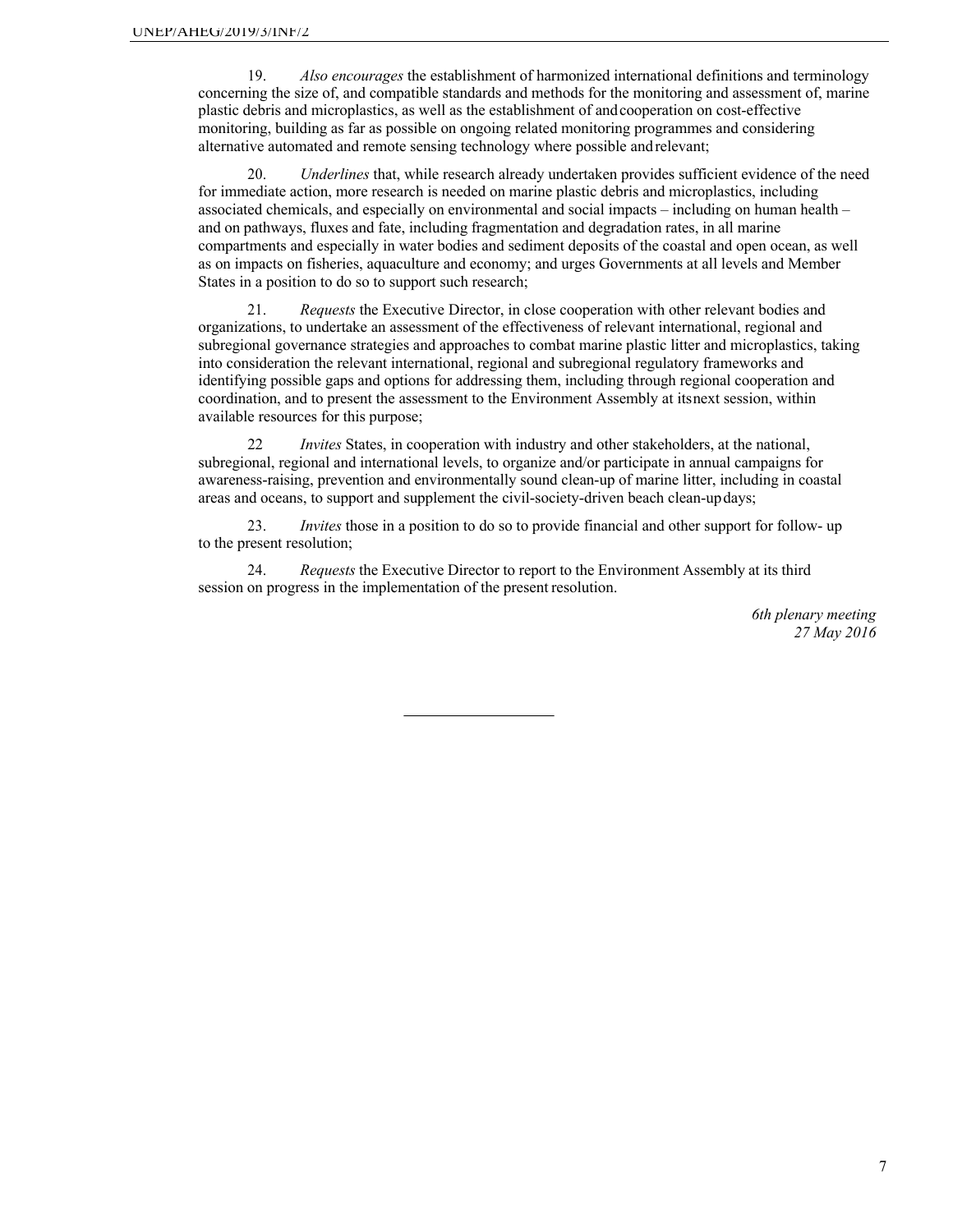19. *Also encourages* the establishment of harmonized international definitions and terminology concerning the size of, and compatible standards and methods for the monitoring and assessment of, marine plastic debris and microplastics, as well as the establishment of and cooperation on cost-effective monitoring, building as far as possible on ongoing related monitoring programmes and considering alternative automated and remote sensing technology where possible and relevant;

20. *Underlines* that, while research already undertaken provides sufficient evidence of the need for immediate action, more research is needed on marine plastic debris and microplastics, including associated chemicals, and especially on environmental and social impacts – including on human health – and on pathways, fluxes and fate, including fragmentation and degradation rates, in all marine compartments and especially in water bodies and sediment deposits of the coastal and open ocean, as well as on impacts on fisheries, aquaculture and economy; and urges Governments at all levels and Member States in a position to do so to support such research;

21. *Requests* the Executive Director, in close cooperation with other relevant bodies and organizations, to undertake an assessment of the effectiveness of relevant international, regional and subregional governance strategies and approaches to combat marine plastic litter and microplastics, taking into consideration the relevant international, regional and subregional regulatory frameworks and identifying possible gaps and options for addressing them, including through regional cooperation and coordination, and to present the assessment to the Environment Assembly at its next session, within available resources for this purpose;

22 *Invites* States, in cooperation with industry and other stakeholders, at the national, subregional, regional and international levels, to organize and/or participate in annual campaigns for awareness-raising, prevention and environmentally sound clean-up of marine litter, including in coastal areas and oceans, to support and supplement the civil-society-driven beach clean-up days;

23. *Invites* those in a position to do so to provide financial and other support for follow- up to the present resolution;

24. *Requests* the Executive Director to report to the Environment Assembly at its third session on progress in the implementation of the present resolution.

*6th plenary meeting*
*27 May 2016*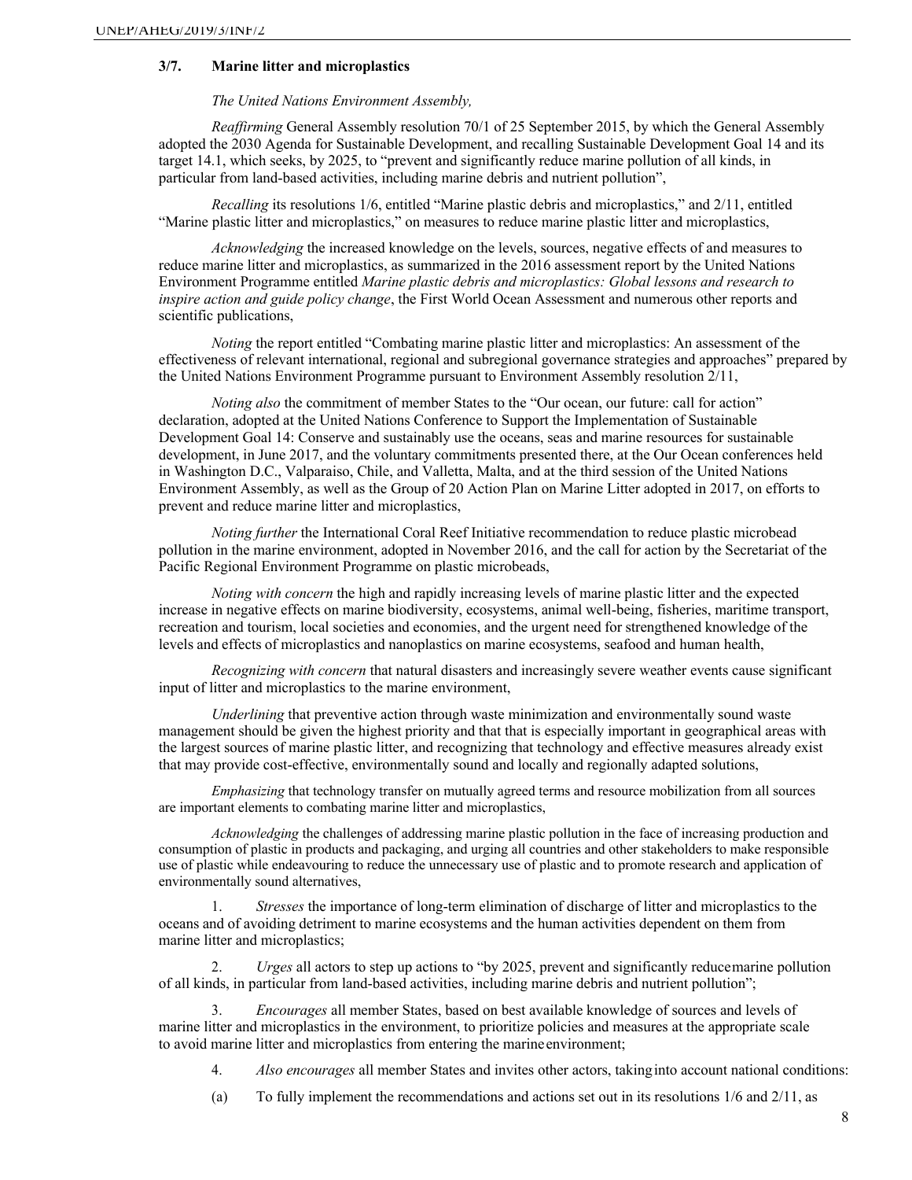### 3/7. Marine litter and microplastics

*The United Nations Environment Assembly,*

*Reaffirming* General Assembly resolution 70/1 of 25 September 2015, by which the General Assembly adopted the 2030 Agenda for Sustainable Development, and recalling Sustainable Development Goal 14 and its target 14.1, which seeks, by 2025, to "prevent and significantly reduce marine pollution of all kinds, in particular from land-based activities, including marine debris and nutrient pollution",

*Recalling* its resolutions 1/6, entitled "Marine plastic debris and microplastics," and 2/11, entitled "Marine plastic litter and microplastics," on measures to reduce marine plastic litter and microplastics,

*Acknowledging* the increased knowledge on the levels, sources, negative effects of and measures to reduce marine litter and microplastics, as summarized in the 2016 assessment report by the United Nations Environment Programme entitled *Marine plastic debris and microplastics: Global lessons and research to inspire action and guide policy change*, the First World Ocean Assessment and numerous other reports and scientific publications,

*Noting* the report entitled "Combating marine plastic litter and microplastics: An assessment of the effectiveness of relevant international, regional and subregional governance strategies and approaches" prepared by the United Nations Environment Programme pursuant to Environment Assembly resolution 2/11,

*Noting also* the commitment of member States to the "Our ocean, our future: call for action" declaration, adopted at the United Nations Conference to Support the Implementation of Sustainable Development Goal 14: Conserve and sustainably use the oceans, seas and marine resources for sustainable development, in June 2017, and the voluntary commitments presented there, at the Our Ocean conferences held in Washington D.C., Valparaiso, Chile, and Valletta, Malta, and at the third session of the United Nations Environment Assembly, as well as the Group of 20 Action Plan on Marine Litter adopted in 2017, on efforts to prevent and reduce marine litter and microplastics,

*Noting further* the International Coral Reef Initiative recommendation to reduce plastic microbead pollution in the marine environment, adopted in November 2016, and the call for action by the Secretariat of the Pacific Regional Environment Programme on plastic microbeads,

*Noting with concern* the high and rapidly increasing levels of marine plastic litter and the expected increase in negative effects on marine biodiversity, ecosystems, animal well-being, fisheries, maritime transport, recreation and tourism, local societies and economies, and the urgent need for strengthened knowledge of the levels and effects of microplastics and nanoplastics on marine ecosystems, seafood and human health,

*Recognizing with concern* that natural disasters and increasingly severe weather events cause significant input of litter and microplastics to the marine environment,

*Underlining* that preventive action through waste minimization and environmentally sound waste management should be given the highest priority and that that is especially important in geographical areas with the largest sources of marine plastic litter, and recognizing that technology and effective measures already exist that may provide cost-effective, environmentally sound and locally and regionally adapted solutions,

*Emphasizing* that technology transfer on mutually agreed terms and resource mobilization from all sources are important elements to combating marine litter and microplastics,

*Acknowledging* the challenges of addressing marine plastic pollution in the face of increasing production and consumption of plastic in products and packaging, and urging all countries and other stakeholders to make responsible use of plastic while endeavouring to reduce the unnecessary use of plastic and to promote research and application of environmentally sound alternatives,

1. *Stresses* the importance of long-term elimination of discharge of litter and microplastics to the oceans and of avoiding detriment to marine ecosystems and the human activities dependent on them from marine litter and microplastics;

2. *Urges* all actors to step up actions to "by 2025, prevent and significantly reduce marine pollution of all kinds, in particular from land-based activities, including marine debris and nutrient pollution";

3. *Encourages* all member States, based on best available knowledge of sources and levels of marine litter and microplastics in the environment, to prioritize policies and measures at the appropriate scale to avoid marine litter and microplastics from entering the marine environment;

4. *Also encourages* all member States and invites other actors, taking into account national conditions:

(a) To fully implement the recommendations and actions set out in its resolutions 1/6 and 2/11, as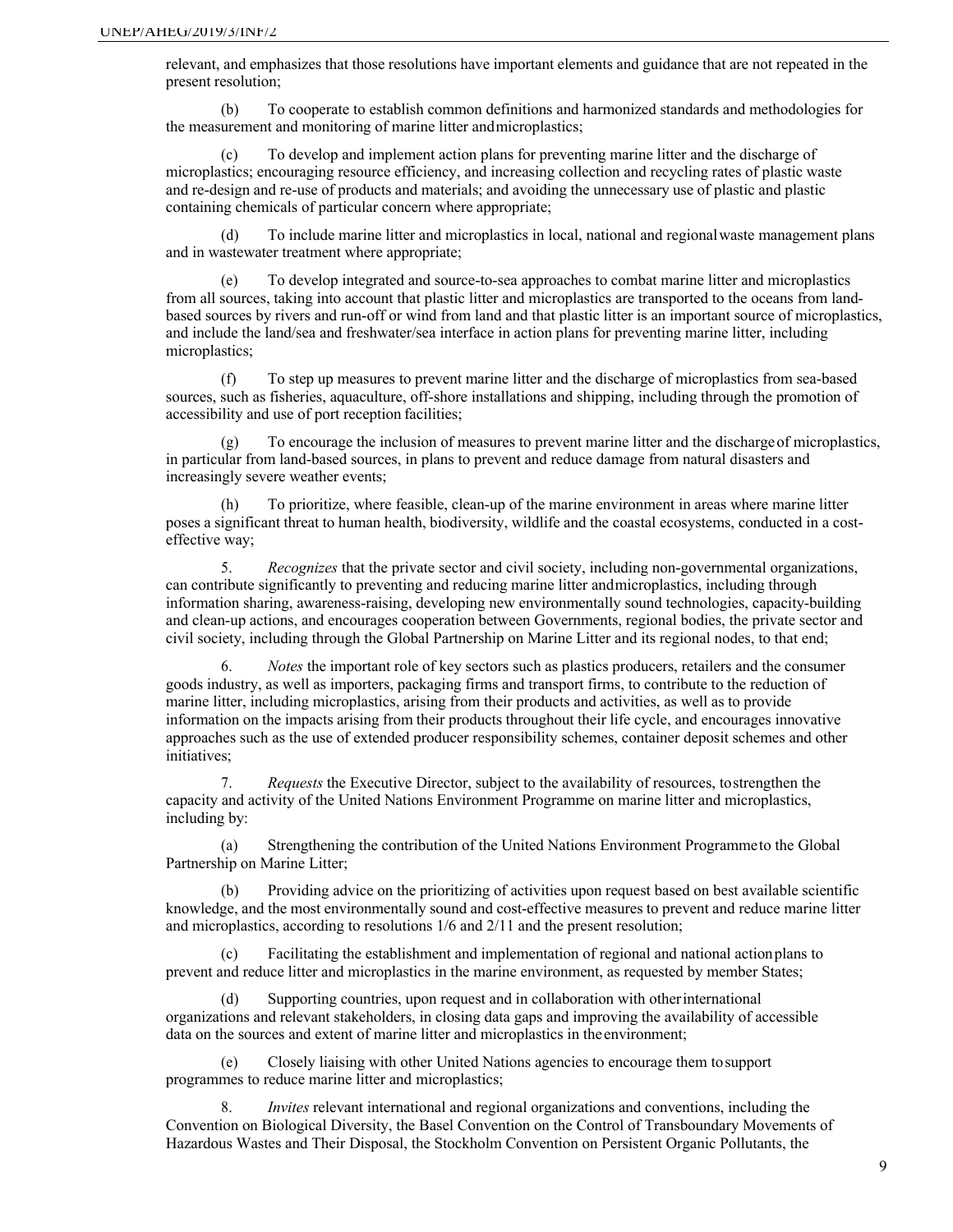relevant, and emphasizes that those resolutions have important elements and guidance that are not repeated in the present resolution;

(b) To cooperate to establish common definitions and harmonized standards and methodologies for the measurement and monitoring of marine litter and microplastics;

(c) To develop and implement action plans for preventing marine litter and the discharge of microplastics; encouraging resource efficiency, and increasing collection and recycling rates of plastic waste and re-design and re-use of products and materials; and avoiding the unnecessary use of plastic and plastic containing chemicals of particular concern where appropriate;

(d) To include marine litter and microplastics in local, national and regional waste management plans and in wastewater treatment where appropriate;

(e) To develop integrated and source-to-sea approaches to combat marine litter and microplastics from all sources, taking into account that plastic litter and microplastics are transported to the oceans from land-based sources by rivers and run-off or wind from land and that plastic litter is an important source of microplastics, and include the land/sea and freshwater/sea interface in action plans for preventing marine litter, including microplastics;

(f) To step up measures to prevent marine litter and the discharge of microplastics from sea-based sources, such as fisheries, aquaculture, off-shore installations and shipping, including through the promotion of accessibility and use of port reception facilities;

(g) To encourage the inclusion of measures to prevent marine litter and the discharge of microplastics, in particular from land-based sources, in plans to prevent and reduce damage from natural disasters and increasingly severe weather events;

(h) To prioritize, where feasible, clean-up of the marine environment in areas where marine litter poses a significant threat to human health, biodiversity, wildlife and the coastal ecosystems, conducted in a cost-effective way;

5. *Recognizes* that the private sector and civil society, including non-governmental organizations, can contribute significantly to preventing and reducing marine litter and microplastics, including through information sharing, awareness-raising, developing new environmentally sound technologies, capacity-building and clean-up actions, and encourages cooperation between Governments, regional bodies, the private sector and civil society, including through the Global Partnership on Marine Litter and its regional nodes, to that end;

6. *Notes* the important role of key sectors such as plastics producers, retailers and the consumer goods industry, as well as importers, packaging firms and transport firms, to contribute to the reduction of marine litter, including microplastics, arising from their products and activities, as well as to provide information on the impacts arising from their products throughout their life cycle, and encourages innovative approaches such as the use of extended producer responsibility schemes, container deposit schemes and other initiatives;

7. *Requests* the Executive Director, subject to the availability of resources, to strengthen the capacity and activity of the United Nations Environment Programme on marine litter and microplastics, including by:

(a) Strengthening the contribution of the United Nations Environment Programme to the Global Partnership on Marine Litter;

(b) Providing advice on the prioritizing of activities upon request based on best available scientific knowledge, and the most environmentally sound and cost-effective measures to prevent and reduce marine litter and microplastics, according to resolutions 1/6 and 2/11 and the present resolution;

(c) Facilitating the establishment and implementation of regional and national action plans to prevent and reduce litter and microplastics in the marine environment, as requested by member States;

(d) Supporting countries, upon request and in collaboration with other international organizations and relevant stakeholders, in closing data gaps and improving the availability of accessible data on the sources and extent of marine litter and microplastics in the environment;

(e) Closely liaising with other United Nations agencies to encourage them to support programmes to reduce marine litter and microplastics;

8. *Invites* relevant international and regional organizations and conventions, including the Convention on Biological Diversity, the Basel Convention on the Control of Transboundary Movements of Hazardous Wastes and Their Disposal, the Stockholm Convention on Persistent Organic Pollutants, the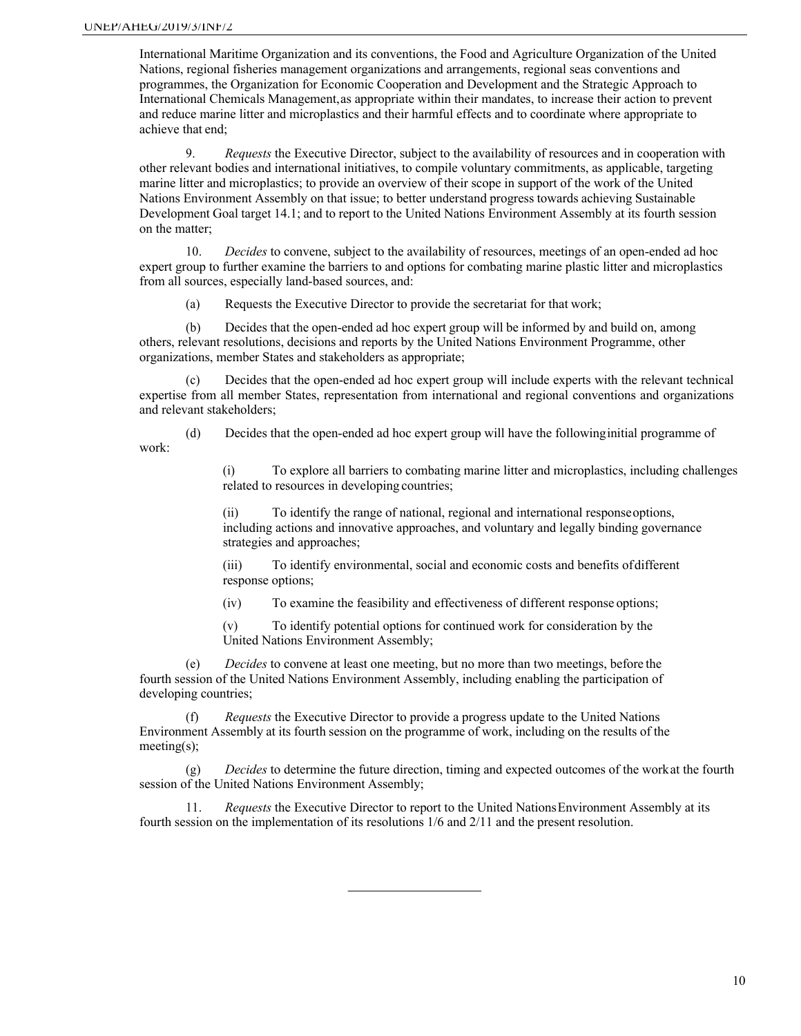International Maritime Organization and its conventions, the Food and Agriculture Organization of the United Nations, regional fisheries management organizations and arrangements, regional seas conventions and programmes, the Organization for Economic Cooperation and Development and the Strategic Approach to International Chemicals Management, as appropriate within their mandates, to increase their action to prevent and reduce marine litter and microplastics and their harmful effects and to coordinate where appropriate to achieve that end;

9. *Requests* the Executive Director, subject to the availability of resources and in cooperation with other relevant bodies and international initiatives, to compile voluntary commitments, as applicable, targeting marine litter and microplastics; to provide an overview of their scope in support of the work of the United Nations Environment Assembly on that issue; to better understand progress towards achieving Sustainable Development Goal target 14.1; and to report to the United Nations Environment Assembly at its fourth session on the matter;

10. *Decides* to convene, subject to the availability of resources, meetings of an open-ended ad hoc expert group to further examine the barriers to and options for combating marine plastic litter and microplastics from all sources, especially land-based sources, and:

(a) Requests the Executive Director to provide the secretariat for that work;

(b) Decides that the open-ended ad hoc expert group will be informed by and build on, among others, relevant resolutions, decisions and reports by the United Nations Environment Programme, other organizations, member States and stakeholders as appropriate;

(c) Decides that the open-ended ad hoc expert group will include experts with the relevant technical expertise from all member States, representation from international and regional conventions and organizations and relevant stakeholders;

(d) Decides that the open-ended ad hoc expert group will have the following initial programme of work:

(i) To explore all barriers to combating marine litter and microplastics, including challenges related to resources in developing countries;

(ii) To identify the range of national, regional and international response options, including actions and innovative approaches, and voluntary and legally binding governance strategies and approaches;

(iii) To identify environmental, social and economic costs and benefits of different response options;

(iv) To examine the feasibility and effectiveness of different response options;

(v) To identify potential options for continued work for consideration by the United Nations Environment Assembly;

(e) *Decides* to convene at least one meeting, but no more than two meetings, before the fourth session of the United Nations Environment Assembly, including enabling the participation of developing countries;

(f) *Requests* the Executive Director to provide a progress update to the United Nations Environment Assembly at its fourth session on the programme of work, including on the results of the meeting(s);

(g) *Decides* to determine the future direction, timing and expected outcomes of the work at the fourth session of the United Nations Environment Assembly;

11. *Requests* the Executive Director to report to the United Nations Environment Assembly at its fourth session on the implementation of its resolutions 1/6 and 2/11 and the present resolution.

---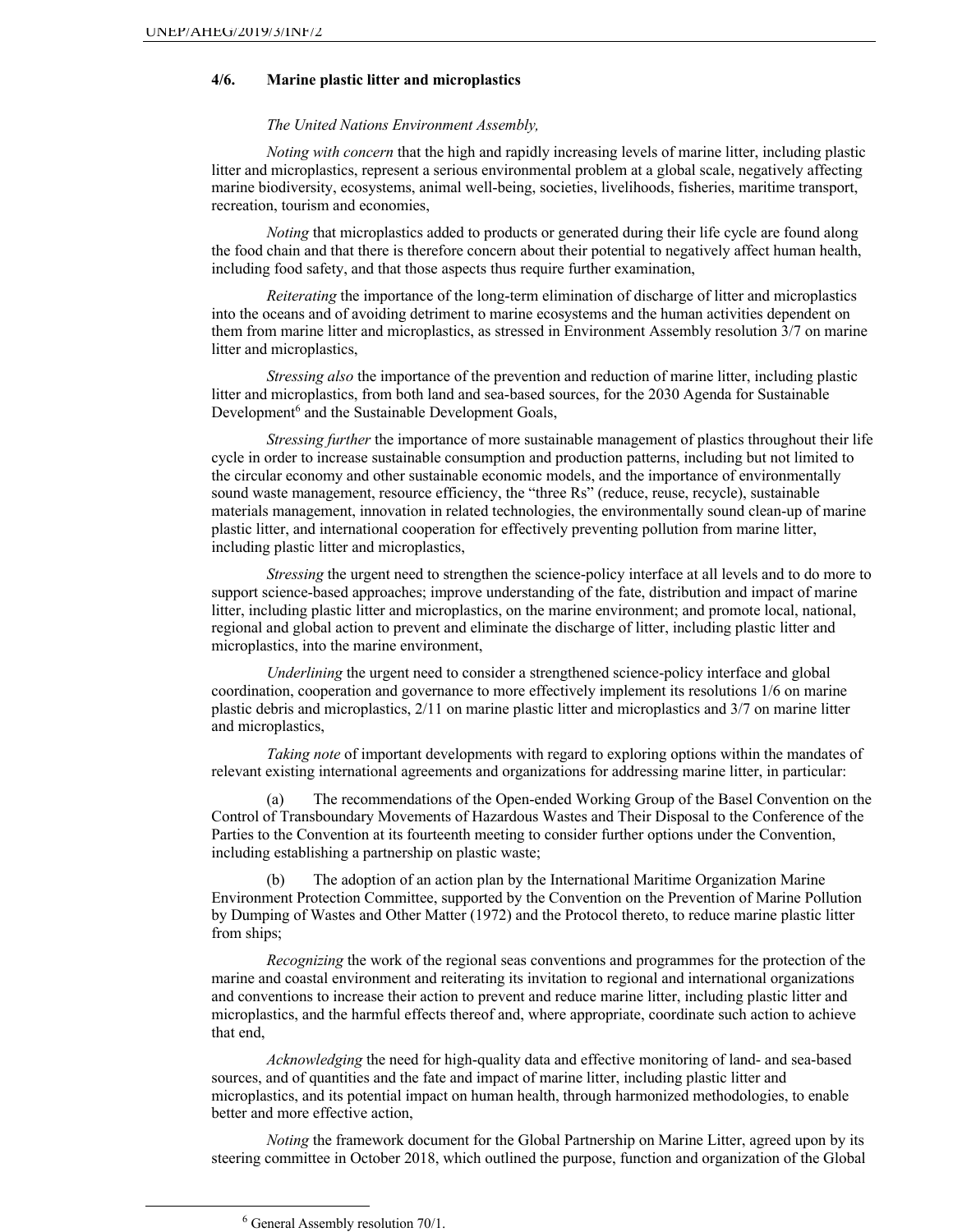### 4/6. Marine plastic litter and microplastics

*The United Nations Environment Assembly,*

*Noting with concern* that the high and rapidly increasing levels of marine litter, including plastic litter and microplastics, represent a serious environmental problem at a global scale, negatively affecting marine biodiversity, ecosystems, animal well-being, societies, livelihoods, fisheries, maritime transport, recreation, tourism and economies,

*Noting* that microplastics added to products or generated during their life cycle are found along the food chain and that there is therefore concern about their potential to negatively affect human health, including food safety, and that those aspects thus require further examination,

*Reiterating* the importance of the long-term elimination of discharge of litter and microplastics into the oceans and of avoiding detriment to marine ecosystems and the human activities dependent on them from marine litter and microplastics, as stressed in Environment Assembly resolution 3/7 on marine litter and microplastics,

*Stressing also* the importance of the prevention and reduction of marine litter, including plastic litter and microplastics, from both land and sea-based sources, for the 2030 Agenda for Sustainable Development[6] and the Sustainable Development Goals,

*Stressing further* the importance of more sustainable management of plastics throughout their life cycle in order to increase sustainable consumption and production patterns, including but not limited to the circular economy and other sustainable economic models, and the importance of environmentally sound waste management, resource efficiency, the "three Rs" (reduce, reuse, recycle), sustainable materials management, innovation in related technologies, the environmentally sound clean-up of marine plastic litter, and international cooperation for effectively preventing pollution from marine litter, including plastic litter and microplastics,

*Stressing* the urgent need to strengthen the science-policy interface at all levels and to do more to support science-based approaches; improve understanding of the fate, distribution and impact of marine litter, including plastic litter and microplastics, on the marine environment; and promote local, national, regional and global action to prevent and eliminate the discharge of litter, including plastic litter and microplastics, into the marine environment,

*Underlining* the urgent need to consider a strengthened science-policy interface and global coordination, cooperation and governance to more effectively implement its resolutions 1/6 on marine plastic debris and microplastics, 2/11 on marine plastic litter and microplastics and 3/7 on marine litter and microplastics,

*Taking note* of important developments with regard to exploring options within the mandates of relevant existing international agreements and organizations for addressing marine litter, in particular:

(a) The recommendations of the Open-ended Working Group of the Basel Convention on the Control of Transboundary Movements of Hazardous Wastes and Their Disposal to the Conference of the Parties to the Convention at its fourteenth meeting to consider further options under the Convention, including establishing a partnership on plastic waste;

(b) The adoption of an action plan by the International Maritime Organization Marine Environment Protection Committee, supported by the Convention on the Prevention of Marine Pollution by Dumping of Wastes and Other Matter (1972) and the Protocol thereto, to reduce marine plastic litter from ships;

*Recognizing* the work of the regional seas conventions and programmes for the protection of the marine and coastal environment and reiterating its invitation to regional and international organizations and conventions to increase their action to prevent and reduce marine litter, including plastic litter and microplastics, and the harmful effects thereof and, where appropriate, coordinate such action to achieve that end,

*Acknowledging* the need for high-quality data and effective monitoring of land- and sea-based sources, and of quantities and the fate and impact of marine litter, including plastic litter and microplastics, and its potential impact on human health, through harmonized methodologies, to enable better and more effective action,

*Noting* the framework document for the Global Partnership on Marine Litter, agreed upon by its steering committee in October 2018, which outlined the purpose, function and organization of the Global

[6] General Assembly resolution 70/1.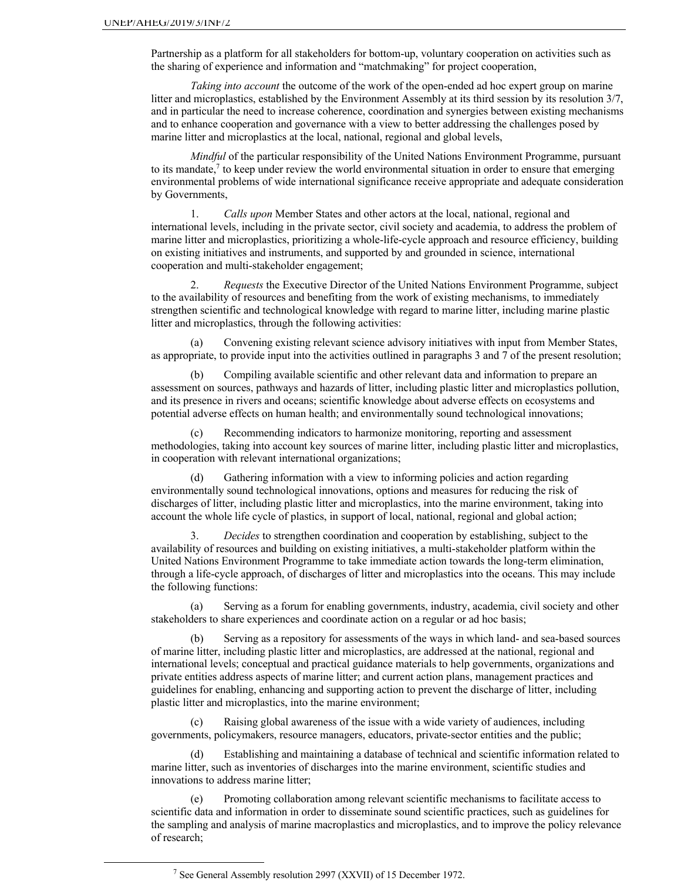Partnership as a platform for all stakeholders for bottom-up, voluntary cooperation on activities such as the sharing of experience and information and "matchmaking" for project cooperation,

*Taking into account* the outcome of the work of the open-ended ad hoc expert group on marine litter and microplastics, established by the Environment Assembly at its third session by its resolution 3/7, and in particular the need to increase coherence, coordination and synergies between existing mechanisms and to enhance cooperation and governance with a view to better addressing the challenges posed by marine litter and microplastics at the local, national, regional and global levels,

*Mindful* of the particular responsibility of the United Nations Environment Programme, pursuant to its mandate,[7] to keep under review the world environmental situation in order to ensure that emerging environmental problems of wide international significance receive appropriate and adequate consideration by Governments,

1. *Calls upon* Member States and other actors at the local, national, regional and international levels, including in the private sector, civil society and academia, to address the problem of marine litter and microplastics, prioritizing a whole-life-cycle approach and resource efficiency, building on existing initiatives and instruments, and supported by and grounded in science, international cooperation and multi-stakeholder engagement;

2. *Requests* the Executive Director of the United Nations Environment Programme, subject to the availability of resources and benefiting from the work of existing mechanisms, to immediately strengthen scientific and technological knowledge with regard to marine litter, including marine plastic litter and microplastics, through the following activities:

(a) Convening existing relevant science advisory initiatives with input from Member States, as appropriate, to provide input into the activities outlined in paragraphs 3 and 7 of the present resolution;

(b) Compiling available scientific and other relevant data and information to prepare an assessment on sources, pathways and hazards of litter, including plastic litter and microplastics pollution, and its presence in rivers and oceans; scientific knowledge about adverse effects on ecosystems and potential adverse effects on human health; and environmentally sound technological innovations;

(c) Recommending indicators to harmonize monitoring, reporting and assessment methodologies, taking into account key sources of marine litter, including plastic litter and microplastics, in cooperation with relevant international organizations;

(d) Gathering information with a view to informing policies and action regarding environmentally sound technological innovations, options and measures for reducing the risk of discharges of litter, including plastic litter and microplastics, into the marine environment, taking into account the whole life cycle of plastics, in support of local, national, regional and global action;

3. *Decides* to strengthen coordination and cooperation by establishing, subject to the availability of resources and building on existing initiatives, a multi-stakeholder platform within the United Nations Environment Programme to take immediate action towards the long-term elimination, through a life-cycle approach, of discharges of litter and microplastics into the oceans. This may include the following functions:

(a) Serving as a forum for enabling governments, industry, academia, civil society and other stakeholders to share experiences and coordinate action on a regular or ad hoc basis;

(b) Serving as a repository for assessments of the ways in which land- and sea-based sources of marine litter, including plastic litter and microplastics, are addressed at the national, regional and international levels; conceptual and practical guidance materials to help governments, organizations and private entities address aspects of marine litter; and current action plans, management practices and guidelines for enabling, enhancing and supporting action to prevent the discharge of litter, including plastic litter and microplastics, into the marine environment;

(c) Raising global awareness of the issue with a wide variety of audiences, including governments, policymakers, resource managers, educators, private-sector entities and the public;

(d) Establishing and maintaining a database of technical and scientific information related to marine litter, such as inventories of discharges into the marine environment, scientific studies and innovations to address marine litter;

(e) Promoting collaboration among relevant scientific mechanisms to facilitate access to scientific data and information in order to disseminate sound scientific practices, such as guidelines for the sampling and analysis of marine macroplastics and microplastics, and to improve the policy relevance of research;

[7] See General Assembly resolution 2997 (XXVII) of 15 December 1972.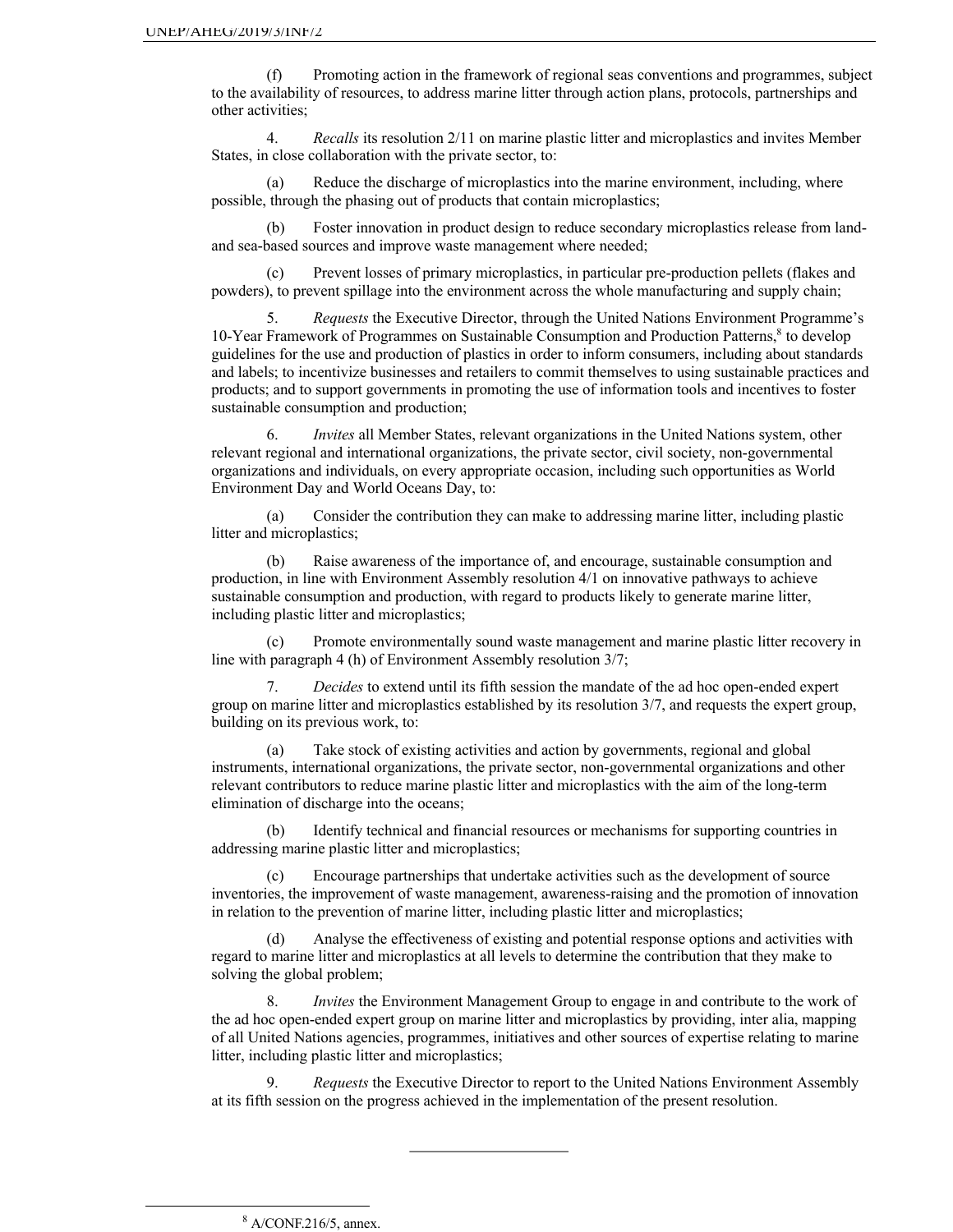(f) Promoting action in the framework of regional seas conventions and programmes, subject to the availability of resources, to address marine litter through action plans, protocols, partnerships and other activities;

4. *Recalls* its resolution 2/11 on marine plastic litter and microplastics and invites Member States, in close collaboration with the private sector, to:

(a) Reduce the discharge of microplastics into the marine environment, including, where possible, through the phasing out of products that contain microplastics;

(b) Foster innovation in product design to reduce secondary microplastics release from land- and sea-based sources and improve waste management where needed;

(c) Prevent losses of primary microplastics, in particular pre-production pellets (flakes and powders), to prevent spillage into the environment across the whole manufacturing and supply chain;

5. *Requests* the Executive Director, through the United Nations Environment Programme's 10-Year Framework of Programmes on Sustainable Consumption and Production Patterns,[8] to develop guidelines for the use and production of plastics in order to inform consumers, including about standards and labels; to incentivize businesses and retailers to commit themselves to using sustainable practices and products; and to support governments in promoting the use of information tools and incentives to foster sustainable consumption and production;

6. *Invites* all Member States, relevant organizations in the United Nations system, other relevant regional and international organizations, the private sector, civil society, non-governmental organizations and individuals, on every appropriate occasion, including such opportunities as World Environment Day and World Oceans Day, to:

(a) Consider the contribution they can make to addressing marine litter, including plastic litter and microplastics;

(b) Raise awareness of the importance of, and encourage, sustainable consumption and production, in line with Environment Assembly resolution 4/1 on innovative pathways to achieve sustainable consumption and production, with regard to products likely to generate marine litter, including plastic litter and microplastics;

(c) Promote environmentally sound waste management and marine plastic litter recovery in line with paragraph 4 (h) of Environment Assembly resolution 3/7;

7. *Decides* to extend until its fifth session the mandate of the ad hoc open-ended expert group on marine litter and microplastics established by its resolution 3/7, and requests the expert group, building on its previous work, to:

(a) Take stock of existing activities and action by governments, regional and global instruments, international organizations, the private sector, non-governmental organizations and other relevant contributors to reduce marine plastic litter and microplastics with the aim of the long-term elimination of discharge into the oceans;

(b) Identify technical and financial resources or mechanisms for supporting countries in addressing marine plastic litter and microplastics;

(c) Encourage partnerships that undertake activities such as the development of source inventories, the improvement of waste management, awareness-raising and the promotion of innovation in relation to the prevention of marine litter, including plastic litter and microplastics;

(d) Analyse the effectiveness of existing and potential response options and activities with regard to marine litter and microplastics at all levels to determine the contribution that they make to solving the global problem;

8. *Invites* the Environment Management Group to engage in and contribute to the work of the ad hoc open-ended expert group on marine litter and microplastics by providing, inter alia, mapping of all United Nations agencies, programmes, initiatives and other sources of expertise relating to marine litter, including plastic litter and microplastics;

9. *Requests* the Executive Director to report to the United Nations Environment Assembly at its fifth session on the progress achieved in the implementation of the present resolution.

---

[8] A/CONF.216/5, annex.